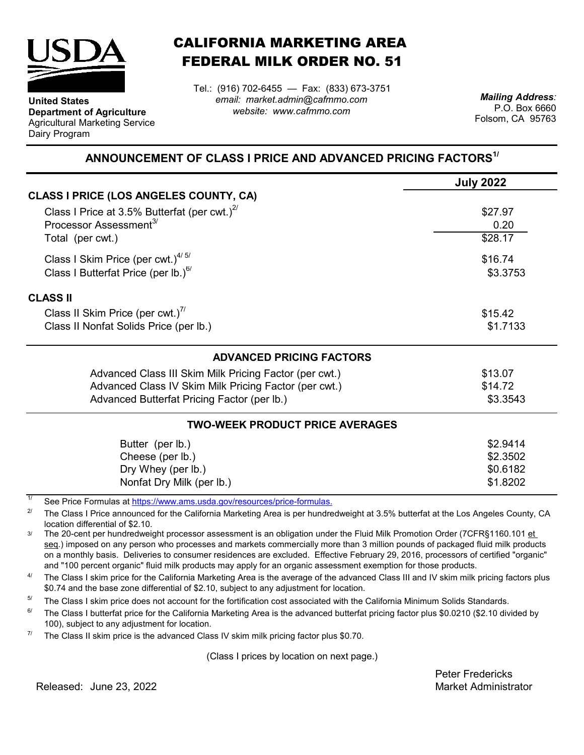**United States Department of Agriculture**
Agricultural Marketing Service
Dairy Program

# CALIFORNIA MARKETING AREA FEDERAL MILK ORDER NO. 51

Tel.: (916) 702-6455 — Fax: (833) 673-3751
*email: market.admin@cafmmo.com*
*website: www.cafmmo.com*

*Mailing Address:*
P.O. Box 6660
Folsom, CA 95763

## ANNOUNCEMENT OF CLASS I PRICE AND ADVANCED PRICING FACTORS[1/]

| | July 2022 |
|---|---|
| **CLASS I PRICE (LOS ANGELES COUNTY, CA)** | |
| Class I Price at 3.5% Butterfat (per cwt.)[2/] | $27.97 |
| Processor Assessment[3/] | 0.20 |
| Total (per cwt.) | $28.17 |
| Class I Skim Price (per cwt.)[4/ 5/] | $16.74 |
| Class I Butterfat Price (per lb.)[6/] | $3.3753 |
| **CLASS II** | |
| Class II Skim Price (per cwt.)[7/] | $15.42 |
| Class II Nonfat Solids Price (per lb.) | $1.7133 |

### ADVANCED PRICING FACTORS

| | |
|---|---|
| Advanced Class III Skim Milk Pricing Factor (per cwt.) | $13.07 |
| Advanced Class IV Skim Milk Pricing Factor (per cwt.) | $14.72 |
| Advanced Butterfat Pricing Factor (per lb.) | $3.3543 |

### TWO-WEEK PRODUCT PRICE AVERAGES

| | |
|---|---|
| Butter (per lb.) | $2.9414 |
| Cheese (per lb.) | $2.3502 |
| Dry Whey (per lb.) | $0.6182 |
| Nonfat Dry Milk (per lb.) | $1.8202 |

1/ See Price Formulas at https://www.ams.usda.gov/resources/price-formulas.

2/ The Class I Price announced for the California Marketing Area is per hundredweight at 3.5% butterfat at the Los Angeles County, CA location differential of $2.10.

3/ The 20-cent per hundredweight processor assessment is an obligation under the Fluid Milk Promotion Order (7CFR§1160.101 et seq.) imposed on any person who processes and markets commercially more than 3 million pounds of packaged fluid milk products on a monthly basis. Deliveries to consumer residences are excluded. Effective February 29, 2016, processors of certified "organic" and "100 percent organic" fluid milk products may apply for an organic assessment exemption for those products.

4/ The Class I skim price for the California Marketing Area is the average of the advanced Class III and IV skim milk pricing factors plus $0.74 and the base zone differential of $2.10, subject to any adjustment for location.

5/ The Class I skim price does not account for the fortification cost associated with the California Minimum Solids Standards.

6/ The Class I butterfat price for the California Marketing Area is the advanced butterfat pricing factor plus $0.0210 ($2.10 divided by 100), subject to any adjustment for location.

7/ The Class II skim price is the advanced Class IV skim milk pricing factor plus $0.70.

(Class I prices by location on next page.)

Released: June 23, 2022

Peter Fredericks
Market Administrator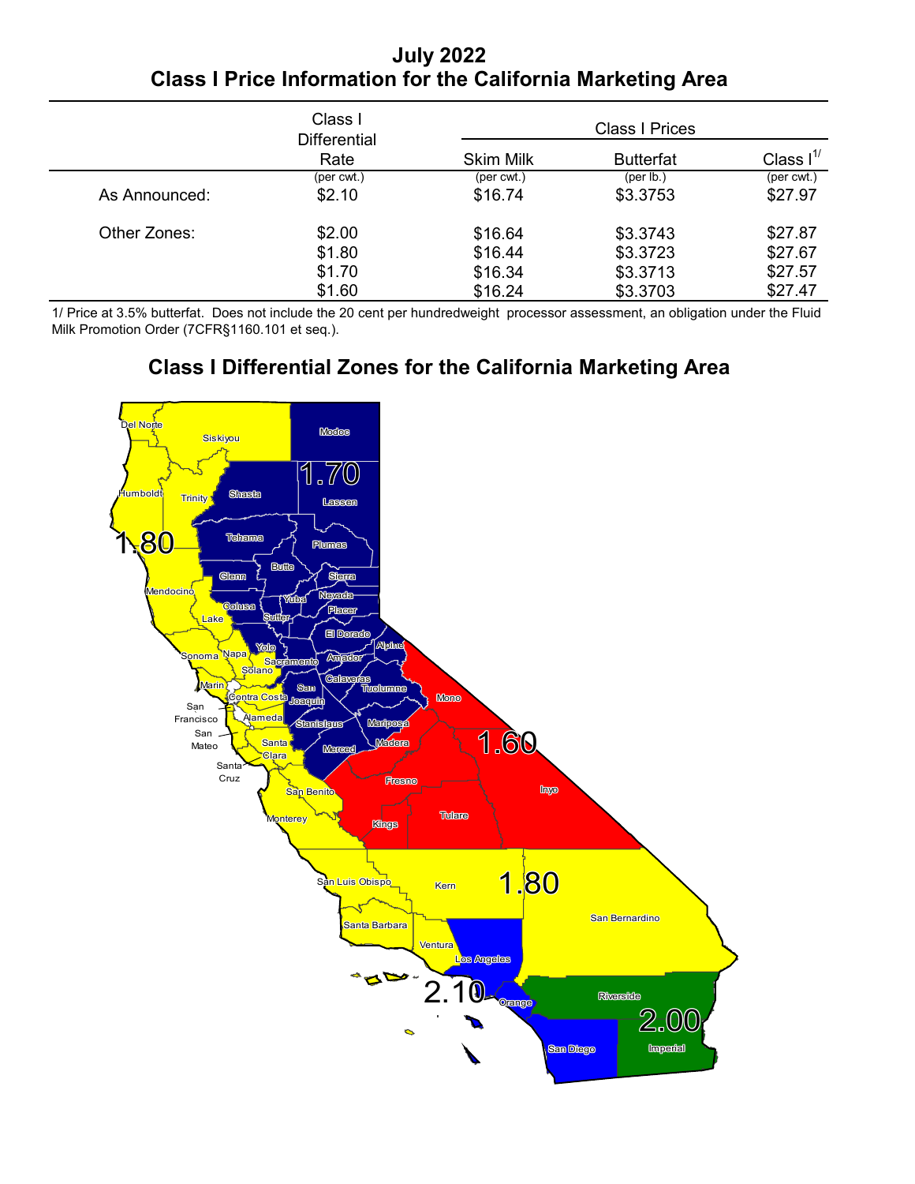# July 2022
# Class I Price Information for the California Marketing Area

| | Class I Differential Rate | Class I Prices | | |
|---|---|---|---|---|
| | | Skim Milk | Butterfat | Class I[1/] |
| | (per cwt.) | (per cwt.) | (per lb.) | (per cwt.) |
| As Announced: | $2.10 | $16.74 | $3.3753 | $27.97 |
| Other Zones: | $2.00 | $16.64 | $3.3743 | $27.87 |
| | $1.80 | $16.44 | $3.3723 | $27.67 |
| | $1.70 | $16.34 | $3.3713 | $27.57 |
| | $1.60 | $16.24 | $3.3703 | $27.47 |

1/ Price at 3.5% butterfat. Does not include the 20 cent per hundredweight processor assessment, an obligation under the Fluid Milk Promotion Order (7CFR§1160.101 et seq.).

## Class I Differential Zones for the California Marketing Area

1.80
1.70
1.60
1.80
2.10
2.00

Del Norte, Siskiyou, Modoc, Humboldt, Trinity, Shasta, Lassen, Tehama, Plumas, Butte, Glenn, Sierra, Mendocino, Nevada, Colusa, Yuba, Placer, Lake, Sutter, El Dorado, Yolo, Alpine, Sonoma, Napa, Sacramento, Amador, Solano, Calaveras, Marin, San Joaquin, Tuolumne, Mono, Contra Costa, San Francisco, Alameda, Stanislaus, Mariposa, San Mateo, Santa Clara, Merced, Madera, Santa Cruz, Fresno, San Benito, Inyo, Monterey, Tulare, Kings, San Luis Obispo, Kern, San Bernardino, Santa Barbara, Ventura, Los Angeles, Riverside, Orange, San Diego, Imperial